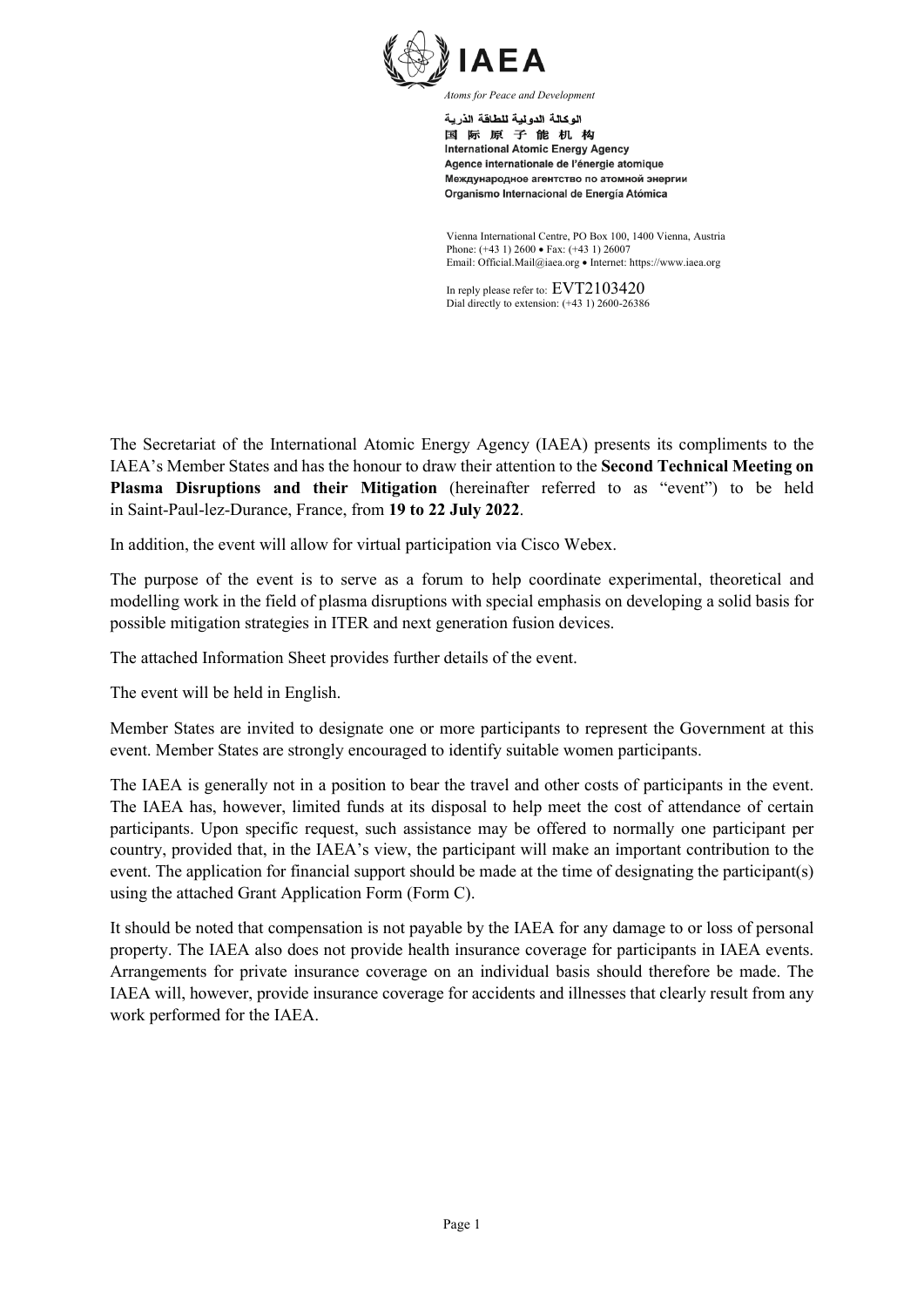**IAEA**

*Atoms for Peace and Development*

الوكالة الدولية للطاقة الذرية
国际原子能机构
International Atomic Energy Agency
Agence internationale de l'énergie atomique
Международное агентство по атомной энергии
Organismo Internacional de Energía Atómica

Vienna International Centre, PO Box 100, 1400 Vienna, Austria
Phone: (+43 1) 2600 • Fax: (+43 1) 26007
Email: Official.Mail@iaea.org • Internet: https://www.iaea.org

In reply please refer to: EVT2103420
Dial directly to extension: (+43 1) 2600-26386

The Secretariat of the International Atomic Energy Agency (IAEA) presents its compliments to the IAEA's Member States and has the honour to draw their attention to the **Second Technical Meeting on Plasma Disruptions and their Mitigation** (hereinafter referred to as "event") to be held in Saint-Paul-lez-Durance, France, from **19 to 22 July 2022**.

In addition, the event will allow for virtual participation via Cisco Webex.

The purpose of the event is to serve as a forum to help coordinate experimental, theoretical and modelling work in the field of plasma disruptions with special emphasis on developing a solid basis for possible mitigation strategies in ITER and next generation fusion devices.

The attached Information Sheet provides further details of the event.

The event will be held in English.

Member States are invited to designate one or more participants to represent the Government at this event. Member States are strongly encouraged to identify suitable women participants.

The IAEA is generally not in a position to bear the travel and other costs of participants in the event. The IAEA has, however, limited funds at its disposal to help meet the cost of attendance of certain participants. Upon specific request, such assistance may be offered to normally one participant per country, provided that, in the IAEA's view, the participant will make an important contribution to the event. The application for financial support should be made at the time of designating the participant(s) using the attached Grant Application Form (Form C).

It should be noted that compensation is not payable by the IAEA for any damage to or loss of personal property. The IAEA also does not provide health insurance coverage for participants in IAEA events. Arrangements for private insurance coverage on an individual basis should therefore be made. The IAEA will, however, provide insurance coverage for accidents and illnesses that clearly result from any work performed for the IAEA.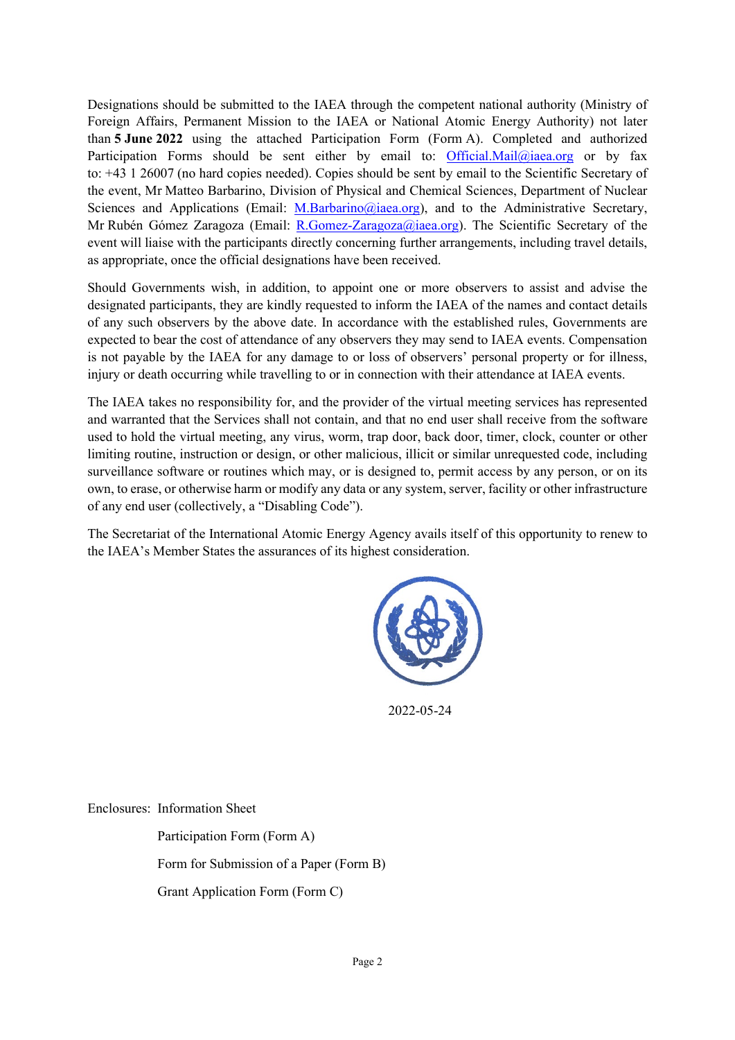Designations should be submitted to the IAEA through the competent national authority (Ministry of Foreign Affairs, Permanent Mission to the IAEA or National Atomic Energy Authority) not later than **5 June 2022** using the attached Participation Form (Form A). Completed and authorized Participation Forms should be sent either by email to: Official.Mail@iaea.org or by fax to: +43 1 26007 (no hard copies needed). Copies should be sent by email to the Scientific Secretary of the event, Mr Matteo Barbarino, Division of Physical and Chemical Sciences, Department of Nuclear Sciences and Applications (Email: M.Barbarino@iaea.org), and to the Administrative Secretary, Mr Rubén Gómez Zaragoza (Email: R.Gomez-Zaragoza@iaea.org). The Scientific Secretary of the event will liaise with the participants directly concerning further arrangements, including travel details, as appropriate, once the official designations have been received.

Should Governments wish, in addition, to appoint one or more observers to assist and advise the designated participants, they are kindly requested to inform the IAEA of the names and contact details of any such observers by the above date. In accordance with the established rules, Governments are expected to bear the cost of attendance of any observers they may send to IAEA events. Compensation is not payable by the IAEA for any damage to or loss of observers' personal property or for illness, injury or death occurring while travelling to or in connection with their attendance at IAEA events.

The IAEA takes no responsibility for, and the provider of the virtual meeting services has represented and warranted that the Services shall not contain, and that no end user shall receive from the software used to hold the virtual meeting, any virus, worm, trap door, back door, timer, clock, counter or other limiting routine, instruction or design, or other malicious, illicit or similar unrequested code, including surveillance software or routines which may, or is designed to, permit access by any person, or on its own, to erase, or otherwise harm or modify any data or any system, server, facility or other infrastructure of any end user (collectively, a "Disabling Code").

The Secretariat of the International Atomic Energy Agency avails itself of this opportunity to renew to the IAEA's Member States the assurances of its highest consideration.

2022-05-24

Enclosures: Information Sheet

Participation Form (Form A)

Form for Submission of a Paper (Form B)

Grant Application Form (Form C)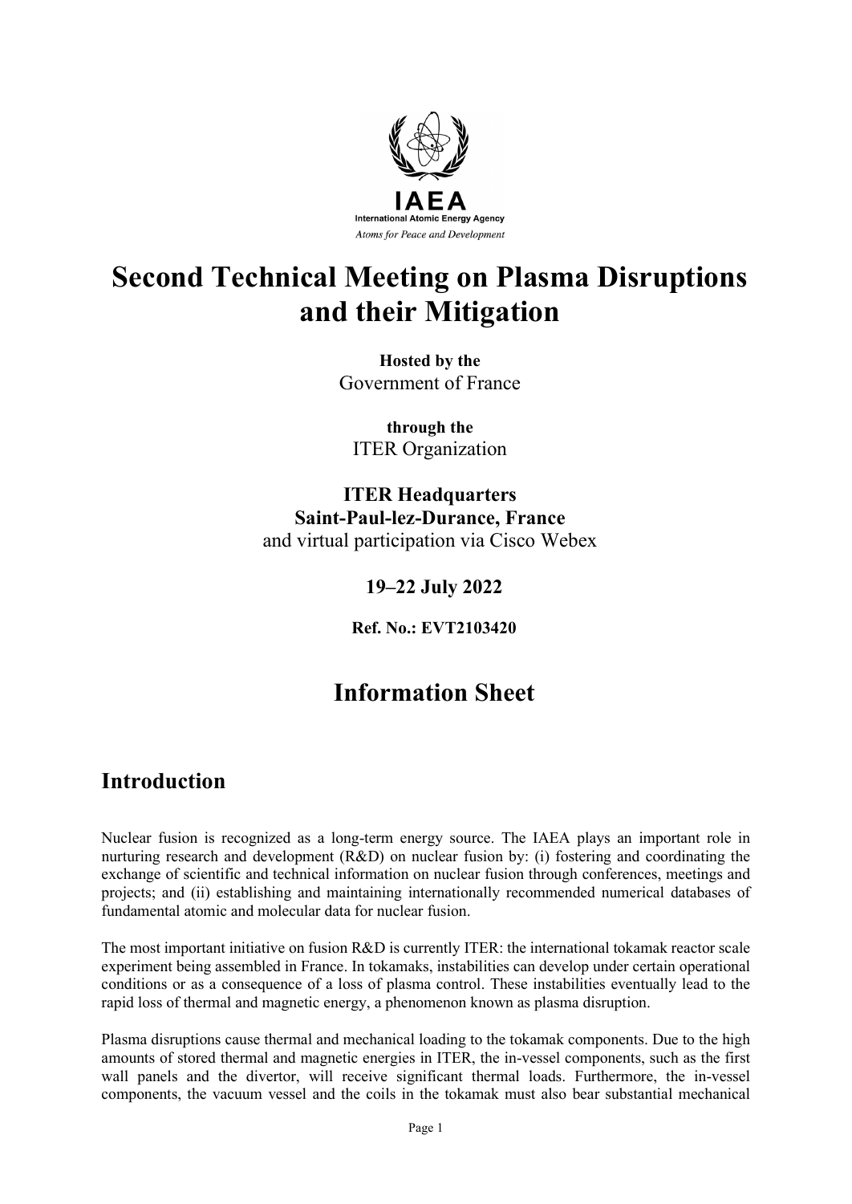IAEA

International Atomic Energy Agency

*Atoms for Peace and Development*

# Second Technical Meeting on Plasma Disruptions and their Mitigation

**Hosted by the**
Government of France

**through the**
ITER Organization

**ITER Headquarters**
**Saint-Paul-lez-Durance, France**
and virtual participation via Cisco Webex

**19–22 July 2022**

**Ref. No.: EVT2103420**

# Information Sheet

## Introduction

Nuclear fusion is recognized as a long-term energy source. The IAEA plays an important role in nurturing research and development (R&D) on nuclear fusion by: (i) fostering and coordinating the exchange of scientific and technical information on nuclear fusion through conferences, meetings and projects; and (ii) establishing and maintaining internationally recommended numerical databases of fundamental atomic and molecular data for nuclear fusion.

The most important initiative on fusion R&D is currently ITER: the international tokamak reactor scale experiment being assembled in France. In tokamaks, instabilities can develop under certain operational conditions or as a consequence of a loss of plasma control. These instabilities eventually lead to the rapid loss of thermal and magnetic energy, a phenomenon known as plasma disruption.

Plasma disruptions cause thermal and mechanical loading to the tokamak components. Due to the high amounts of stored thermal and magnetic energies in ITER, the in-vessel components, such as the first wall panels and the divertor, will receive significant thermal loads. Furthermore, the in-vessel components, the vacuum vessel and the coils in the tokamak must also bear substantial mechanical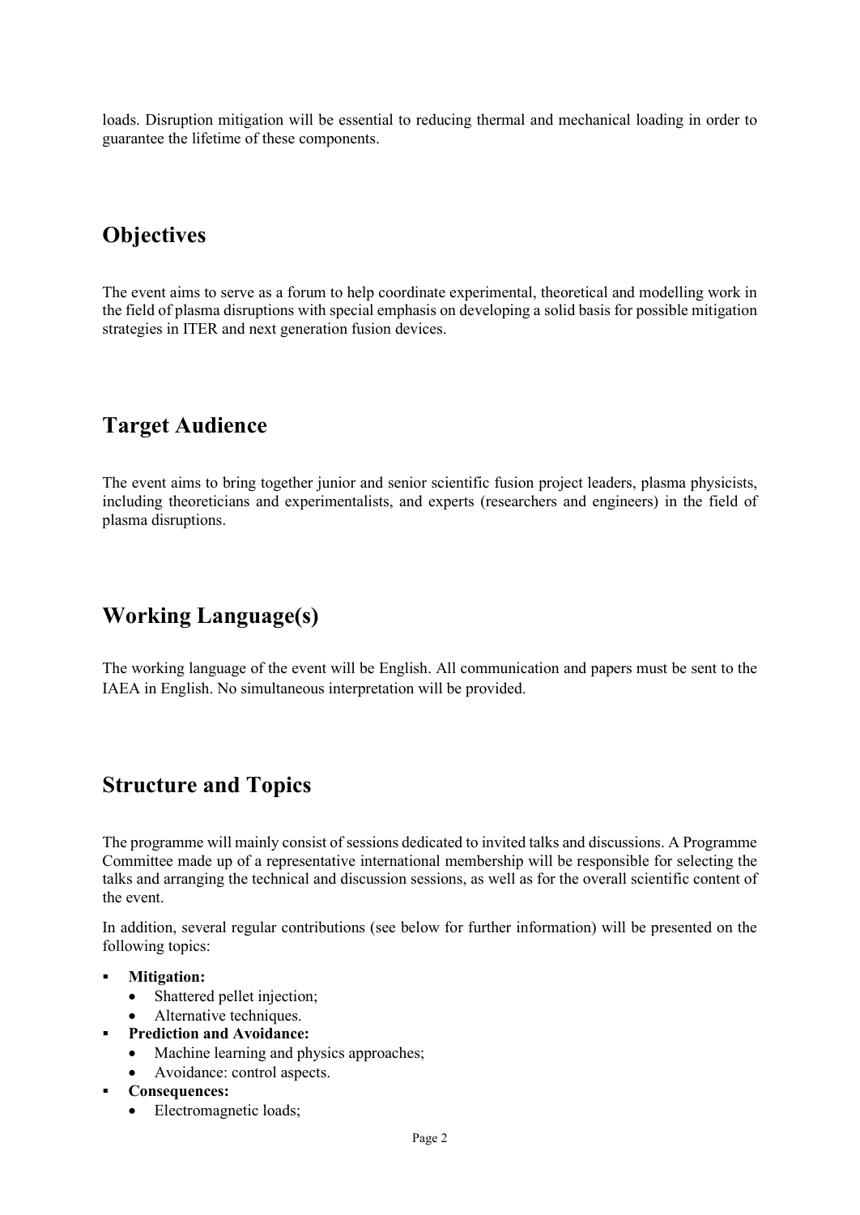loads. Disruption mitigation will be essential to reducing thermal and mechanical loading in order to guarantee the lifetime of these components.

## Objectives

The event aims to serve as a forum to help coordinate experimental, theoretical and modelling work in the field of plasma disruptions with special emphasis on developing a solid basis for possible mitigation strategies in ITER and next generation fusion devices.

## Target Audience

The event aims to bring together junior and senior scientific fusion project leaders, plasma physicists, including theoreticians and experimentalists, and experts (researchers and engineers) in the field of plasma disruptions.

## Working Language(s)

The working language of the event will be English. All communication and papers must be sent to the IAEA in English. No simultaneous interpretation will be provided.

## Structure and Topics

The programme will mainly consist of sessions dedicated to invited talks and discussions. A Programme Committee made up of a representative international membership will be responsible for selecting the talks and arranging the technical and discussion sessions, as well as for the overall scientific content of the event.

In addition, several regular contributions (see below for further information) will be presented on the following topics:

- **Mitigation:**
  - Shattered pellet injection;
  - Alternative techniques.
- **Prediction and Avoidance:**
  - Machine learning and physics approaches;
  - Avoidance: control aspects.
- **Consequences:**
  - Electromagnetic loads;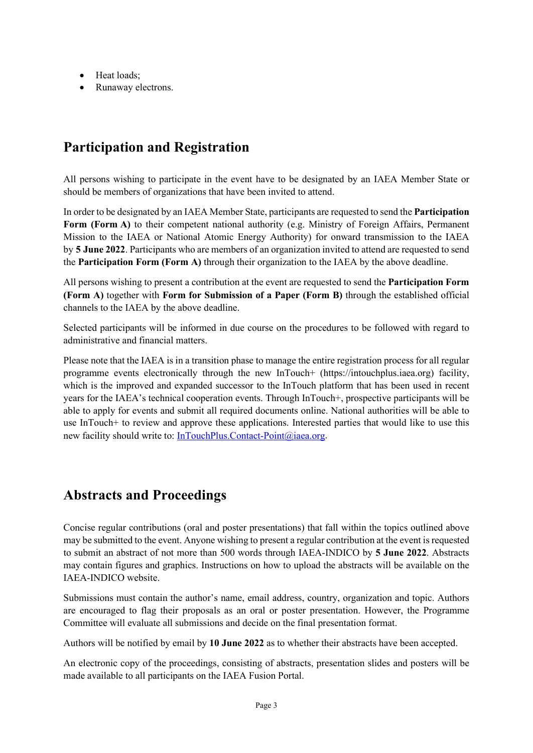- Heat loads;
- Runaway electrons.

## Participation and Registration

All persons wishing to participate in the event have to be designated by an IAEA Member State or should be members of organizations that have been invited to attend.

In order to be designated by an IAEA Member State, participants are requested to send the **Participation Form (Form A)** to their competent national authority (e.g. Ministry of Foreign Affairs, Permanent Mission to the IAEA or National Atomic Energy Authority) for onward transmission to the IAEA by **5 June 2022**. Participants who are members of an organization invited to attend are requested to send the **Participation Form (Form A)** through their organization to the IAEA by the above deadline.

All persons wishing to present a contribution at the event are requested to send the **Participation Form (Form A)** together with **Form for Submission of a Paper (Form B)** through the established official channels to the IAEA by the above deadline.

Selected participants will be informed in due course on the procedures to be followed with regard to administrative and financial matters.

Please note that the IAEA is in a transition phase to manage the entire registration process for all regular programme events electronically through the new InTouch+ (https://intouchplus.iaea.org) facility, which is the improved and expanded successor to the InTouch platform that has been used in recent years for the IAEA's technical cooperation events. Through InTouch+, prospective participants will be able to apply for events and submit all required documents online. National authorities will be able to use InTouch+ to review and approve these applications. Interested parties that would like to use this new facility should write to: InTouchPlus.Contact-Point@iaea.org.

## Abstracts and Proceedings

Concise regular contributions (oral and poster presentations) that fall within the topics outlined above may be submitted to the event. Anyone wishing to present a regular contribution at the event is requested to submit an abstract of not more than 500 words through IAEA-INDICO by **5 June 2022**. Abstracts may contain figures and graphics. Instructions on how to upload the abstracts will be available on the IAEA-INDICO website.

Submissions must contain the author's name, email address, country, organization and topic. Authors are encouraged to flag their proposals as an oral or poster presentation. However, the Programme Committee will evaluate all submissions and decide on the final presentation format.

Authors will be notified by email by **10 June 2022** as to whether their abstracts have been accepted.

An electronic copy of the proceedings, consisting of abstracts, presentation slides and posters will be made available to all participants on the IAEA Fusion Portal.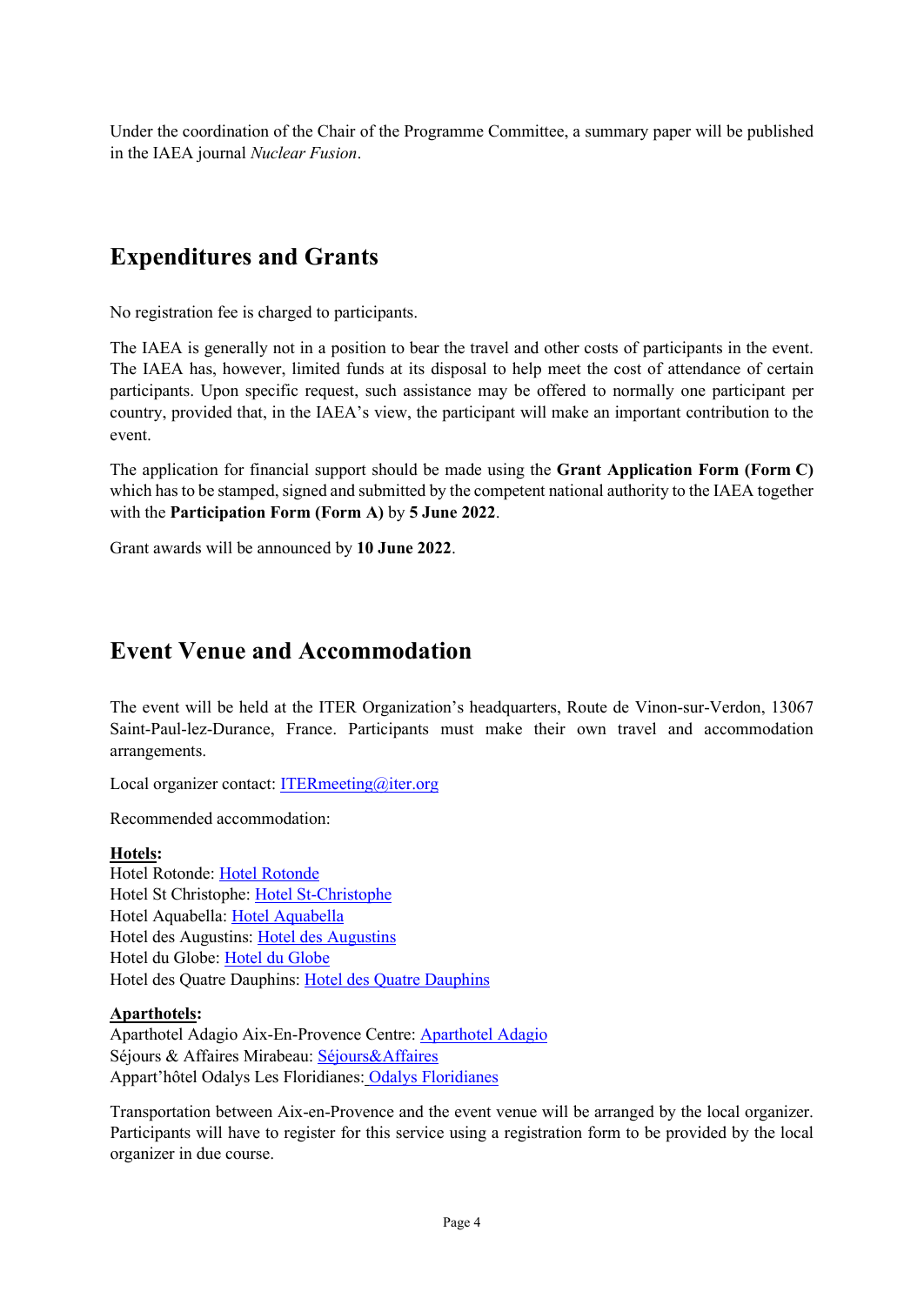Under the coordination of the Chair of the Programme Committee, a summary paper will be published in the IAEA journal *Nuclear Fusion*.

## Expenditures and Grants

No registration fee is charged to participants.

The IAEA is generally not in a position to bear the travel and other costs of participants in the event. The IAEA has, however, limited funds at its disposal to help meet the cost of attendance of certain participants. Upon specific request, such assistance may be offered to normally one participant per country, provided that, in the IAEA's view, the participant will make an important contribution to the event.

The application for financial support should be made using the **Grant Application Form (Form C)** which has to be stamped, signed and submitted by the competent national authority to the IAEA together with the **Participation Form (Form A)** by **5 June 2022**.

Grant awards will be announced by **10 June 2022**.

## Event Venue and Accommodation

The event will be held at the ITER Organization's headquarters, Route de Vinon-sur-Verdon, 13067 Saint-Paul-lez-Durance, France. Participants must make their own travel and accommodation arrangements.

Local organizer contact: ITERmeeting@iter.org

Recommended accommodation:

**Hotels:**
Hotel Rotonde: Hotel Rotonde
Hotel St Christophe: Hotel St-Christophe
Hotel Aquabella: Hotel Aquabella
Hotel des Augustins: Hotel des Augustins
Hotel du Globe: Hotel du Globe
Hotel des Quatre Dauphins: Hotel des Quatre Dauphins

**Aparthotels:**
Aparthotel Adagio Aix-En-Provence Centre: Aparthotel Adagio
Séjours & Affaires Mirabeau: Séjours&Affaires
Appart'hôtel Odalys Les Floridianes: Odalys Floridianes

Transportation between Aix-en-Provence and the event venue will be arranged by the local organizer. Participants will have to register for this service using a registration form to be provided by the local organizer in due course.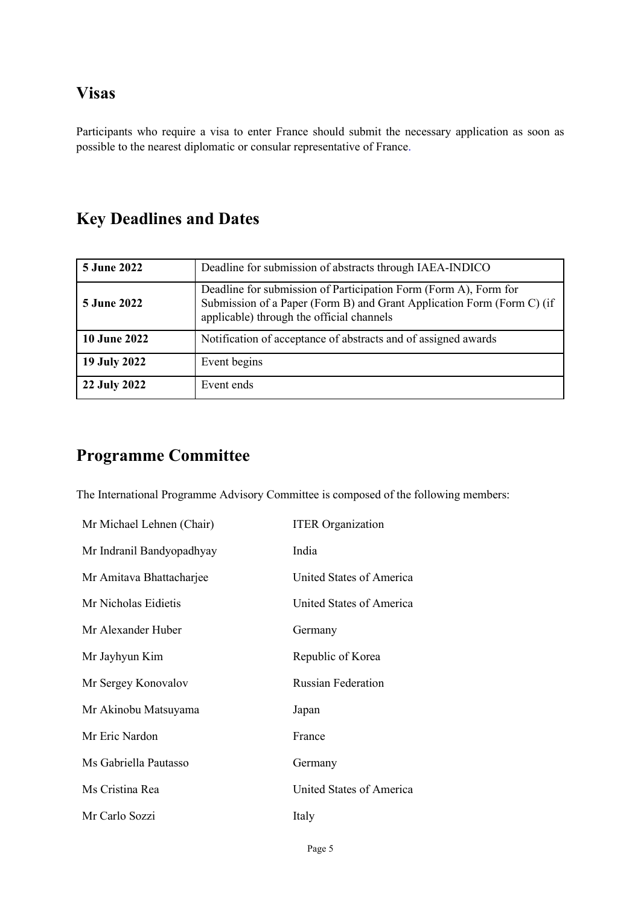## Visas

Participants who require a visa to enter France should submit the necessary application as soon as possible to the nearest diplomatic or consular representative of France.

## Key Deadlines and Dates

| | |
|---|---|
| **5 June 2022** | Deadline for submission of abstracts through IAEA-INDICO |
| **5 June 2022** | Deadline for submission of Participation Form (Form A), Form for Submission of a Paper (Form B) and Grant Application Form (Form C) (if applicable) through the official channels |
| **10 June 2022** | Notification of acceptance of abstracts and of assigned awards |
| **19 July 2022** | Event begins |
| **22 July 2022** | Event ends |

## Programme Committee

The International Programme Advisory Committee is composed of the following members:

| | |
|---|---|
| Mr Michael Lehnen (Chair) | ITER Organization |
| Mr Indranil Bandyopadhyay | India |
| Mr Amitava Bhattacharjee | United States of America |
| Mr Nicholas Eidietis | United States of America |
| Mr Alexander Huber | Germany |
| Mr Jayhyun Kim | Republic of Korea |
| Mr Sergey Konovalov | Russian Federation |
| Mr Akinobu Matsuyama | Japan |
| Mr Eric Nardon | France |
| Ms Gabriella Pautasso | Germany |
| Ms Cristina Rea | United States of America |
| Mr Carlo Sozzi | Italy |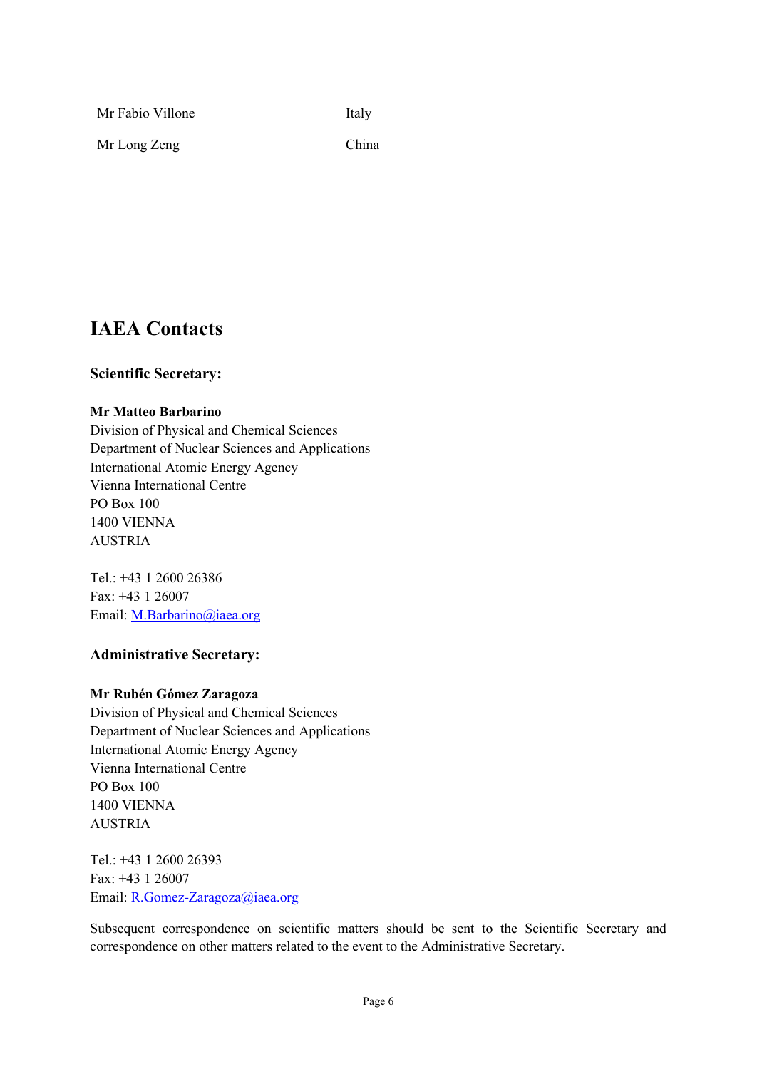| | |
|---|---|
| Mr Fabio Villone | Italy |
| Mr Long Zeng | China |

# IAEA Contacts

### Scientific Secretary:

**Mr Matteo Barbarino**
Division of Physical and Chemical Sciences
Department of Nuclear Sciences and Applications
International Atomic Energy Agency
Vienna International Centre
PO Box 100
1400 VIENNA
AUSTRIA

Tel.: +43 1 2600 26386
Fax: +43 1 26007
Email: M.Barbarino@iaea.org

### Administrative Secretary:

**Mr Rubén Gómez Zaragoza**
Division of Physical and Chemical Sciences
Department of Nuclear Sciences and Applications
International Atomic Energy Agency
Vienna International Centre
PO Box 100
1400 VIENNA
AUSTRIA

Tel.: +43 1 2600 26393
Fax: +43 1 26007
Email: R.Gomez-Zaragoza@iaea.org

Subsequent correspondence on scientific matters should be sent to the Scientific Secretary and correspondence on other matters related to the event to the Administrative Secretary.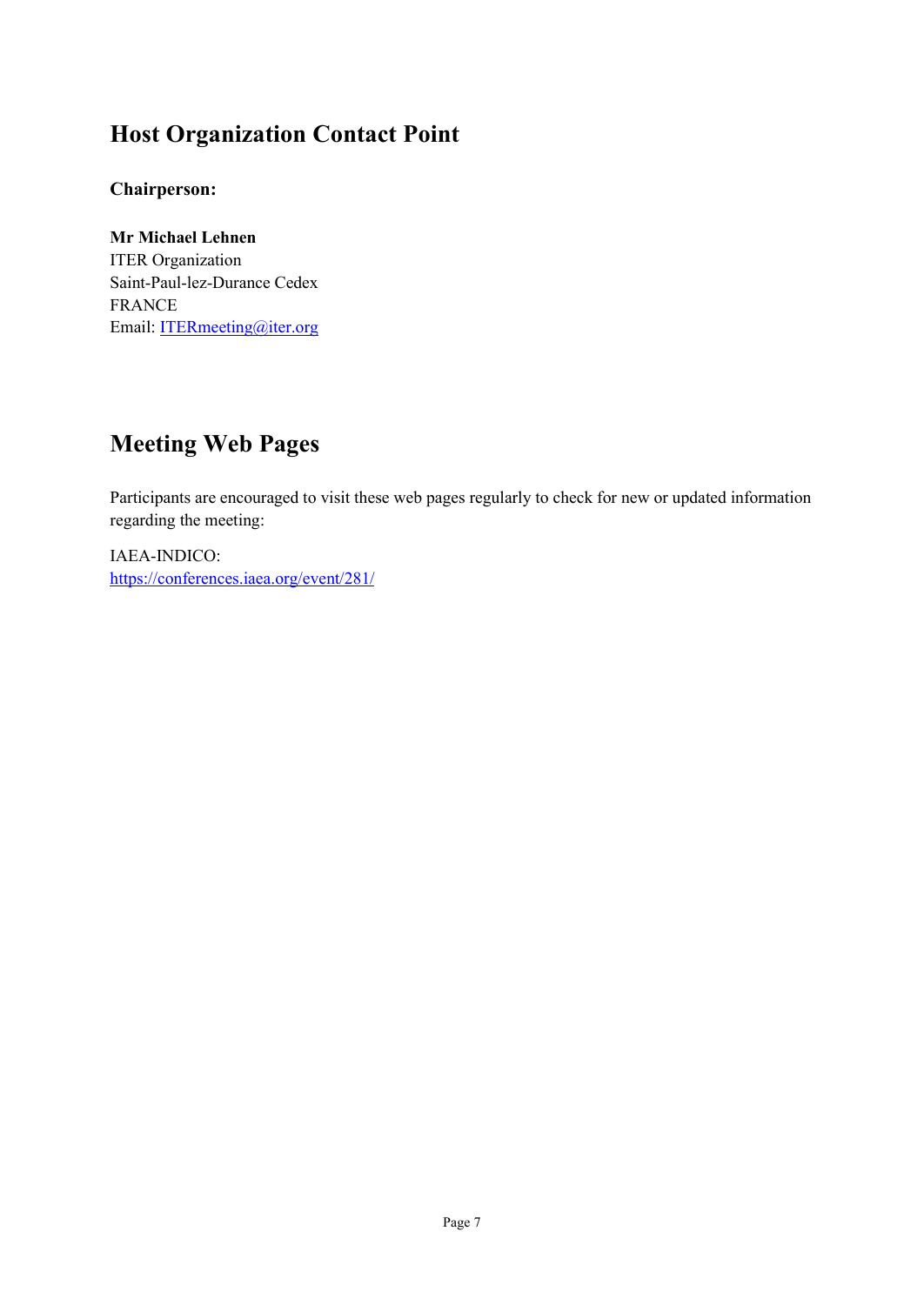## Host Organization Contact Point

**Chairperson:**

**Mr Michael Lehnen**
ITER Organization
Saint-Paul-lez-Durance Cedex
FRANCE
Email: ITERmeeting@iter.org

## Meeting Web Pages

Participants are encouraged to visit these web pages regularly to check for new or updated information regarding the meeting:

IAEA-INDICO:
https://conferences.iaea.org/event/281/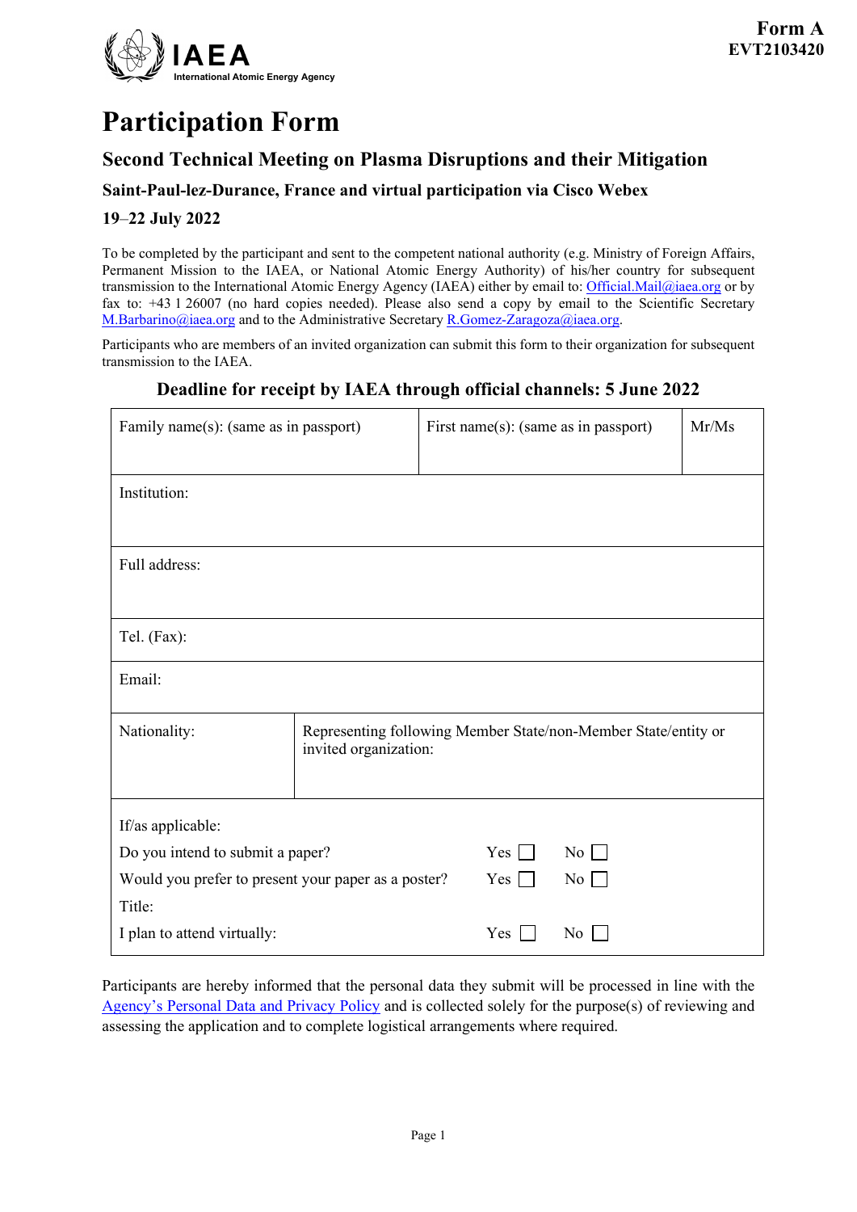**Form A**
**EVT2103420**

IAEA
International Atomic Energy Agency

# Participation Form

## Second Technical Meeting on Plasma Disruptions and their Mitigation

### Saint-Paul-lez-Durance, France and virtual participation via Cisco Webex

### 19–22 July 2022

To be completed by the participant and sent to the competent national authority (e.g. Ministry of Foreign Affairs, Permanent Mission to the IAEA, or National Atomic Energy Authority) of his/her country for subsequent transmission to the International Atomic Energy Agency (IAEA) either by email to: Official.Mail@iaea.org or by fax to: +43 1 26007 (no hard copies needed). Please also send a copy by email to the Scientific Secretary M.Barbarino@iaea.org and to the Administrative Secretary R.Gomez-Zaragoza@iaea.org.

Participants who are members of an invited organization can submit this form to their organization for subsequent transmission to the IAEA.

**Deadline for receipt by IAEA through official channels: 5 June 2022**

| Family name(s): (same as in passport) | First name(s): (same as in passport) | Mr/Ms |
|---|---|---|
| Institution: | | |
| Full address: | | |
| Tel. (Fax): | | |
| Email: | | |
| Nationality: | Representing following Member State/non-Member State/entity or invited organization: | |

If/as applicable:

| | | |
|---|---|---|
| Do you intend to submit a paper? | Yes ☐ | No ☐ |
| Would you prefer to present your paper as a poster? | Yes ☐ | No ☐ |
| Title: | | |
| I plan to attend virtually: | Yes ☐ | No ☐ |

Participants are hereby informed that the personal data they submit will be processed in line with the Agency's Personal Data and Privacy Policy and is collected solely for the purpose(s) of reviewing and assessing the application and to complete logistical arrangements where required.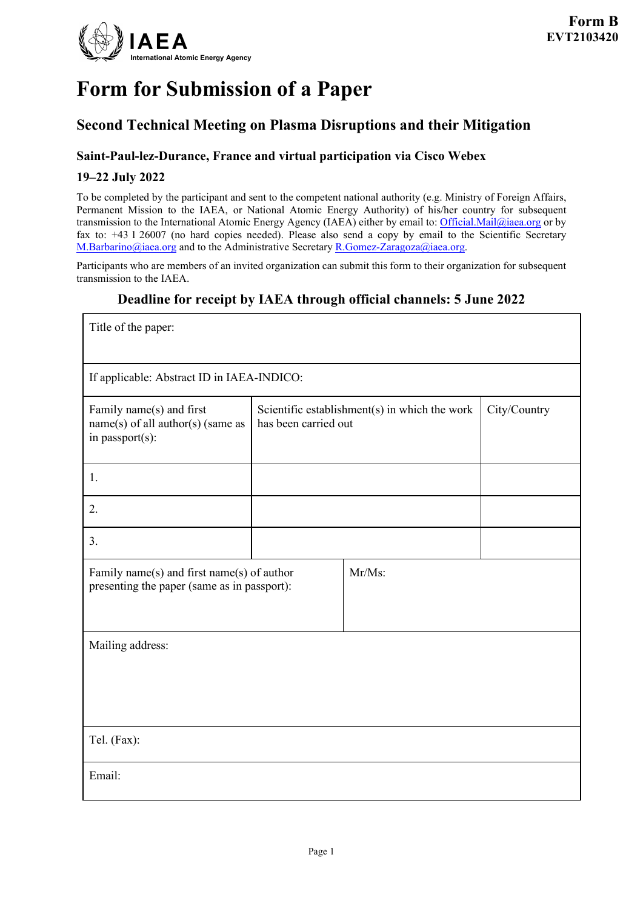**Form B**
**EVT2103420**

IAEA
International Atomic Energy Agency

# Form for Submission of a Paper

## Second Technical Meeting on Plasma Disruptions and their Mitigation

### Saint-Paul-lez-Durance, France and virtual participation via Cisco Webex

### 19–22 July 2022

To be completed by the participant and sent to the competent national authority (e.g. Ministry of Foreign Affairs, Permanent Mission to the IAEA, or National Atomic Energy Authority) of his/her country for subsequent transmission to the International Atomic Energy Agency (IAEA) either by email to: Official.Mail@iaea.org or by fax to: +43 1 26007 (no hard copies needed). Please also send a copy by email to the Scientific Secretary M.Barbarino@iaea.org and to the Administrative Secretary R.Gomez-Zaragoza@iaea.org.

Participants who are members of an invited organization can submit this form to their organization for subsequent transmission to the IAEA.

**Deadline for receipt by IAEA through official channels: 5 June 2022**

| Title of the paper: | | |
|---|---|---|
| If applicable: Abstract ID in IAEA-INDICO: | | |
| Family name(s) and first name(s) of all author(s) (same as in passport(s): | Scientific establishment(s) in which the work has been carried out | City/Country |
| 1. | | |
| 2. | | |
| 3. | | |
| Family name(s) and first name(s) of author presenting the paper (same as in passport): | Mr/Ms: | |
| Mailing address: | | |
| Tel. (Fax): | | |
| Email: | | |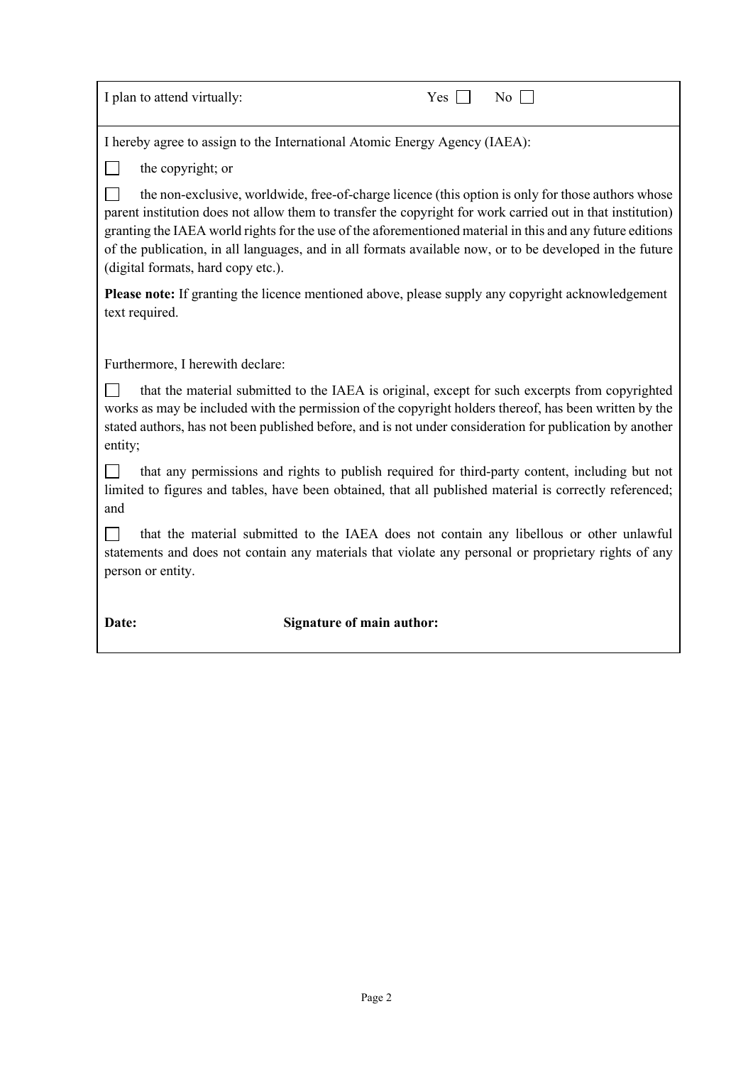I plan to attend virtually: Yes ☐ No ☐

I hereby agree to assign to the International Atomic Energy Agency (IAEA):

☐ the copyright; or

☐ the non-exclusive, worldwide, free-of-charge licence (this option is only for those authors whose parent institution does not allow them to transfer the copyright for work carried out in that institution) granting the IAEA world rights for the use of the aforementioned material in this and any future editions of the publication, in all languages, and in all formats available now, or to be developed in the future (digital formats, hard copy etc.).

**Please note:** If granting the licence mentioned above, please supply any copyright acknowledgement text required.

Furthermore, I herewith declare:

☐ that the material submitted to the IAEA is original, except for such excerpts from copyrighted works as may be included with the permission of the copyright holders thereof, has been written by the stated authors, has not been published before, and is not under consideration for publication by another entity;

☐ that any permissions and rights to publish required for third-party content, including but not limited to figures and tables, have been obtained, that all published material is correctly referenced; and

☐ that the material submitted to the IAEA does not contain any libellous or other unlawful statements and does not contain any materials that violate any personal or proprietary rights of any person or entity.

**Date:** **Signature of main author:**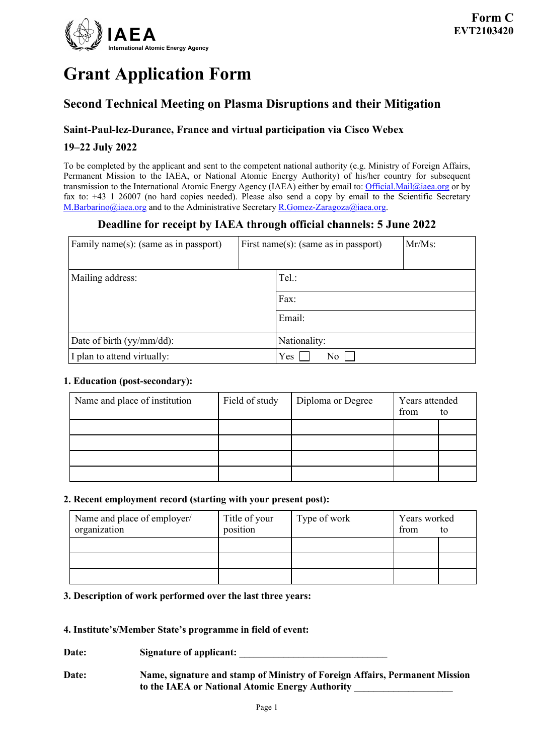IAEA
International Atomic Energy Agency

**Form C**
**EVT2103420**

# Grant Application Form

## Second Technical Meeting on Plasma Disruptions and their Mitigation

### Saint-Paul-lez-Durance, France and virtual participation via Cisco Webex

### 19–22 July 2022

To be completed by the applicant and sent to the competent national authority (e.g. Ministry of Foreign Affairs, Permanent Mission to the IAEA, or National Atomic Energy Authority) of his/her country for subsequent transmission to the International Atomic Energy Agency (IAEA) either by email to: Official.Mail@iaea.org or by fax to: +43 1 26007 (no hard copies needed). Please also send a copy by email to the Scientific Secretary M.Barbarino@iaea.org and to the Administrative Secretary R.Gomez-Zaragoza@iaea.org.

**Deadline for receipt by IAEA through official channels: 5 June 2022**

| | | |
|---|---|---|
| Family name(s): (same as in passport) | First name(s): (same as in passport) | Mr/Ms: |
| Mailing address: | Tel.: | |
| | Fax: | |
| | Email: | |
| Date of birth (yy/mm/dd): | Nationality: | |
| I plan to attend virtually: | Yes ☐ No ☐ | |

**1. Education (post-secondary):**

| Name and place of institution | Field of study | Diploma or Degree | Years attended from | to |
|---|---|---|---|---|
| | | | | |
| | | | | |
| | | | | |
| | | | | |

**2. Recent employment record (starting with your present post):**

| Name and place of employer/ organization | Title of your position | Type of work | Years worked from | to |
|---|---|---|---|---|
| | | | | |
| | | | | |
| | | | | |

**3. Description of work performed over the last three years:**

**4. Institute's/Member State's programme in field of event:**

**Date:** **Signature of applicant:** ______________________________

**Date:** **Name, signature and stamp of Ministry of Foreign Affairs, Permanent Mission to the IAEA or National Atomic Energy Authority** ____________________